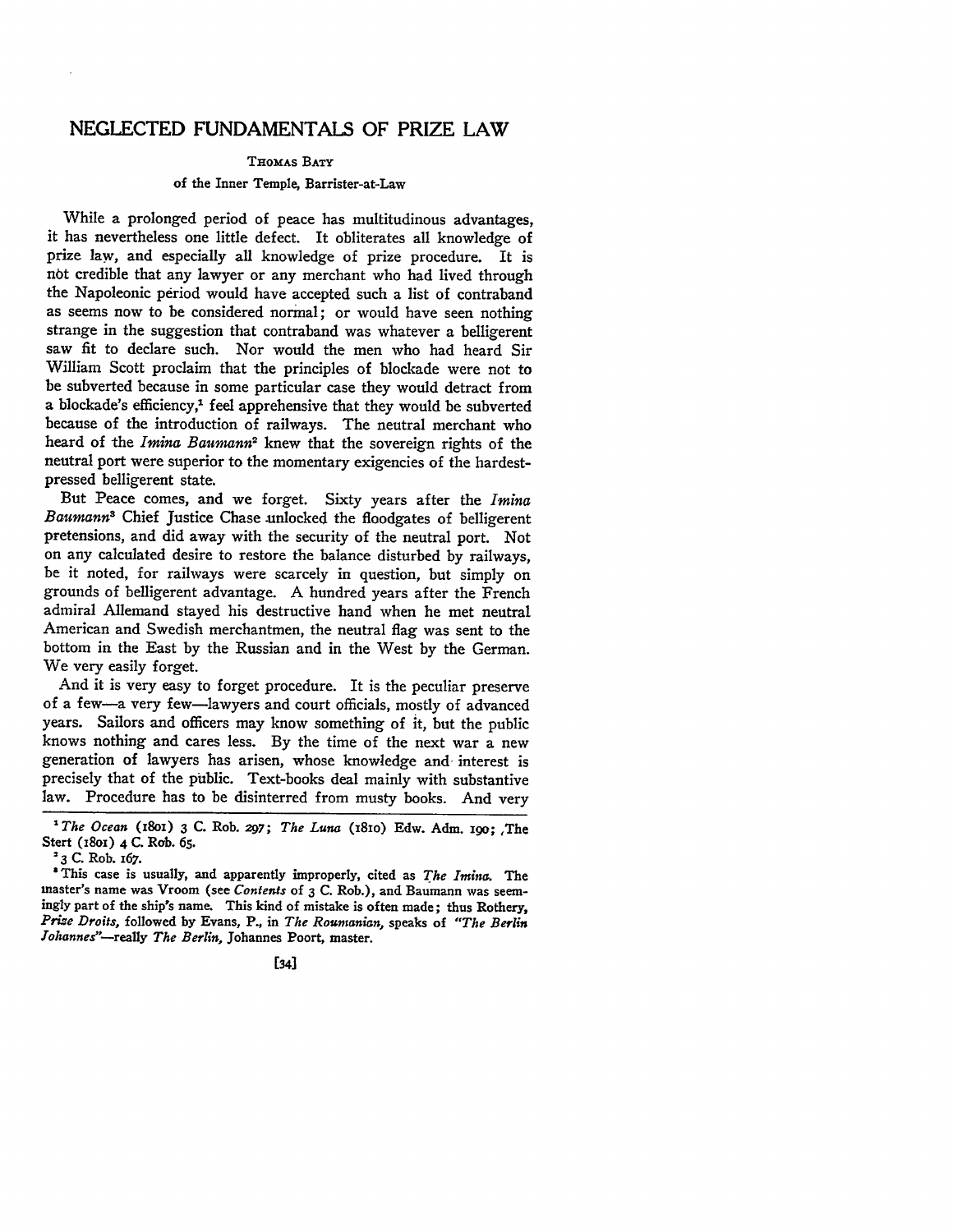# NEGLECTED FUNDAMENTALS OF PRIZE LAW

THOMAS BATY

of the Inner Temple, Barrister-at-Law

While a prolonged period of peace has multitudinous advantages, it has nevertheless one little defect. It obliterates all knowledge of prize law, and especially all knowledge of prize procedure. It is not credible that any lawyer or any merchant who had lived through the Napoleonic period would have accepted such a list of contraband as seems now to be considered normal; or would have seen nothing strange in the suggestion that contraband was whatever a belligerent saw fit to declare such. Nor would the men who had heard Sir William Scott proclaim that the principles of blockade were not to be subverted because in some particular case they would detract from a blockade's efficiency,[1] feel apprehensive that they would be subverted because of the introduction of railways. The neutral merchant who heard of the *Imina Baumann*[2] knew that the sovereign rights of the neutral port were superior to the momentary exigencies of the hardest-pressed belligerent state.

But Peace comes, and we forget. Sixty years after the *Imina Baumann*[3] Chief Justice Chase unlocked the floodgates of belligerent pretensions, and did away with the security of the neutral port. Not on any calculated desire to restore the balance disturbed by railways, be it noted, for railways were scarcely in question, but simply on grounds of belligerent advantage. A hundred years after the French admiral Allemand stayed his destructive hand when he met neutral American and Swedish merchantmen, the neutral flag was sent to the bottom in the East by the Russian and in the West by the German. We very easily forget.

And it is very easy to forget procedure. It is the peculiar preserve of a few—a very few—lawyers and court officials, mostly of advanced years. Sailors and officers may know something of it, but the public knows nothing and cares less. By the time of the next war a new generation of lawyers has arisen, whose knowledge and interest is precisely that of the public. Text-books deal mainly with substantive law. Procedure has to be disinterred from musty books. And very

---

[1] *The Ocean* (1801) 3 C. Rob. 297; *The Luna* (1810) Edw. Adm. 190; *The Stert* (1801) 4 C. Rob. 65.

[2] 3 C. Rob. 167.

[3] This case is usually, and apparently improperly, cited as *The Imina*. The master's name was Vroom (see *Contents* of 3 C. Rob.), and Baumann was seemingly part of the ship's name. This kind of mistake is often made; thus Rothery, *Prize Droits*, followed by Evans, P., in *The Roumanian*, speaks of *"The Berlin Johannes"*—really *The Berlin*, Johannes Poort, master.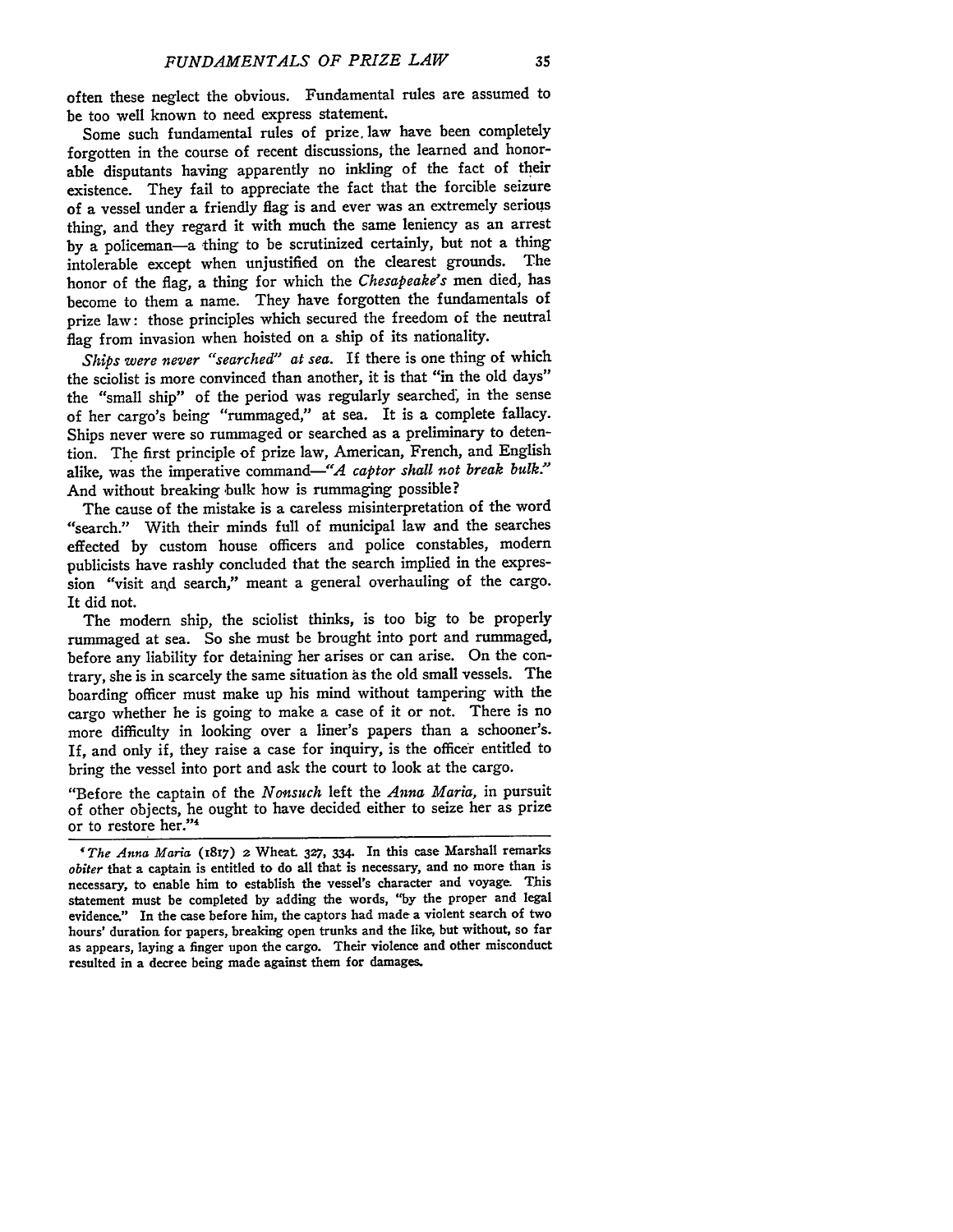often these neglect the obvious. Fundamental rules are assumed to be too well known to need express statement.

Some such fundamental rules of prize law have been completely forgotten in the course of recent discussions, the learned and honorable disputants having apparently no inkling of the fact of their existence. They fail to appreciate the fact that the forcible seizure of a vessel under a friendly flag is and ever was an extremely serious thing, and they regard it with much the same leniency as an arrest by a policeman—a thing to be scrutinized certainly, but not a thing intolerable except when unjustified on the clearest grounds. The honor of the flag, a thing for which the *Chesapeake's* men died, has become to them a name. They have forgotten the fundamentals of prize law: those principles which secured the freedom of the neutral flag from invasion when hoisted on a ship of its nationality.

*Ships were never "searched" at sea.* If there is one thing of which the sciolist is more convinced than another, it is that "in the old days" the "small ship" of the period was regularly searched, in the sense of her cargo's being "rummaged," at sea. It is a complete fallacy. Ships never were so rummaged or searched as a preliminary to detention. The first principle of prize law, American, French, and English alike, was the imperative command—*"A captor shall not break bulk."* And without breaking bulk how is rummaging possible?

The cause of the mistake is a careless misinterpretation of the word "search." With their minds full of municipal law and the searches effected by custom house officers and police constables, modern publicists have rashly concluded that the search implied in the expression "visit and search," meant a general overhauling of the cargo. It did not.

The modern ship, the sciolist thinks, is too big to be properly rummaged at sea. So she must be brought into port and rummaged, before any liability for detaining her arises or can arise. On the contrary, she is in scarcely the same situation as the old small vessels. The boarding officer must make up his mind without tampering with the cargo whether he is going to make a case of it or not. There is no more difficulty in looking over a liner's papers than a schooner's. If, and only if, they raise a case for inquiry, is the officer entitled to bring the vessel into port and ask the court to look at the cargo.

"Before the captain of the *Nonsuch* left the *Anna Maria,* in pursuit of other objects, he ought to have decided either to seize her as prize or to restore her."[4]

[4] *The Anna Maria* (1817) 2 Wheat. 327, 334. In this case Marshall remarks *obiter* that a captain is entitled to do all that is necessary, and no more than is necessary, to enable him to establish the vessel's character and voyage. This statement must be completed by adding the words, "by the proper and legal evidence." In the case before him, the captors had made a violent search of two hours' duration for papers, breaking open trunks and the like, but without, so far as appears, laying a finger upon the cargo. Their violence and other misconduct resulted in a decree being made against them for damages.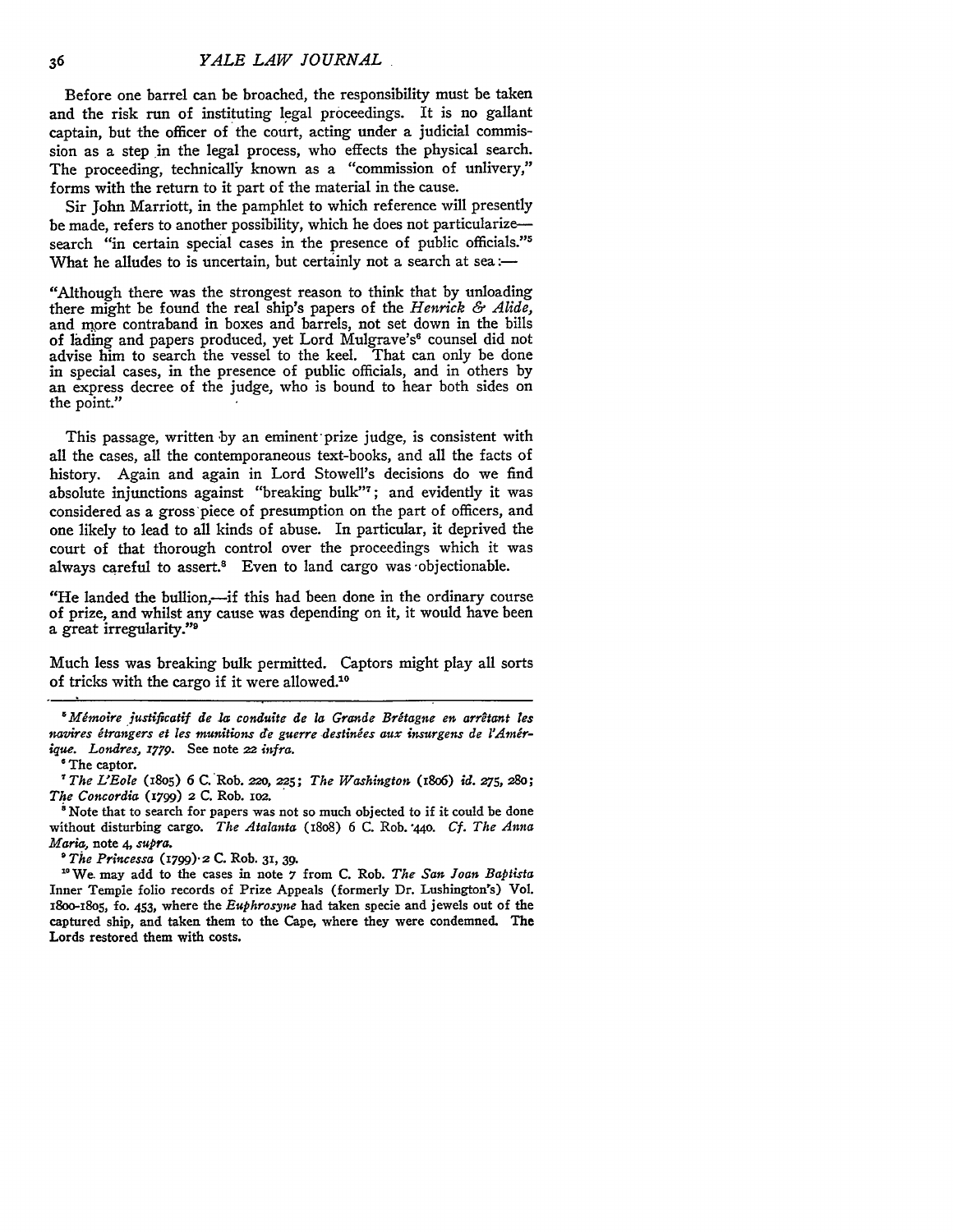Before one barrel can be broached, the responsibility must be taken and the risk run of instituting legal proceedings. It is no gallant captain, but the officer of the court, acting under a judicial commission as a step in the legal process, who effects the physical search. The proceeding, technically known as a "commission of unlivery," forms with the return to it part of the material in the cause.

Sir John Marriott, in the pamphlet to which reference will presently be made, refers to another possibility, which he does not particularize—search "in certain special cases in the presence of public officials."[5] What he alludes to is uncertain, but certainly not a search at sea:—

> "Although there was the strongest reason to think that by unloading there might be found the real ship's papers of the *Henrick & Alide*, and more contraband in boxes and barrels, not set down in the bills of lading and papers produced, yet Lord Mulgrave's[6] counsel did not advise him to search the vessel to the keel. That can only be done in special cases, in the presence of public officials, and in others by an express decree of the judge, who is bound to hear both sides on the point."

This passage, written by an eminent prize judge, is consistent with all the cases, all the contemporaneous text-books, and all the facts of history. Again and again in Lord Stowell's decisions do we find absolute injunctions against "breaking bulk"[7]; and evidently it was considered as a gross piece of presumption on the part of officers, and one likely to lead to all kinds of abuse. In particular, it deprived the court of that thorough control over the proceedings which it was always careful to assert.[8] Even to land cargo was objectionable.

> "He landed the bullion,—if this had been done in the ordinary course of prize, and whilst any cause was depending on it, it would have been a great irregularity."[9]

Much less was breaking bulk permitted. Captors might play all sorts of tricks with the cargo if it were allowed.[10]

---

[5] *Mémoire justificatif de la conduite de la Grande Brêtagne en arrêtant les navires êtrangers et les munitions de guerre destinées aux insurgens de l'Amérique. Londres, 1779.* See note 22 *infra.*

[6] The captor.

[7] *The L'Eole* (1805) 6 C. Rob. 220, 225; *The Washington* (1806) *id.* 275, 280; *The Concordia* (1799) 2 C. Rob. 102.

[8] Note that to search for papers was not so much objected to if it could be done without disturbing cargo. *The Atalanta* (1808) 6 C. Rob. 440. *Cf. The Anna Maria*, note 4, *supra.*

[9] *The Princessa* (1799) 2 C. Rob. 31, 39.

[10] We may add to the cases in note 7 from C. Rob. *The San Joan Baptista* Inner Temple folio records of Prize Appeals (formerly Dr. Lushington's) Vol. 1800-1805, fo. 453, where the *Euphrosyne* had taken specie and jewels out of the captured ship, and taken them to the Cape, where they were condemned. The Lords restored them with costs.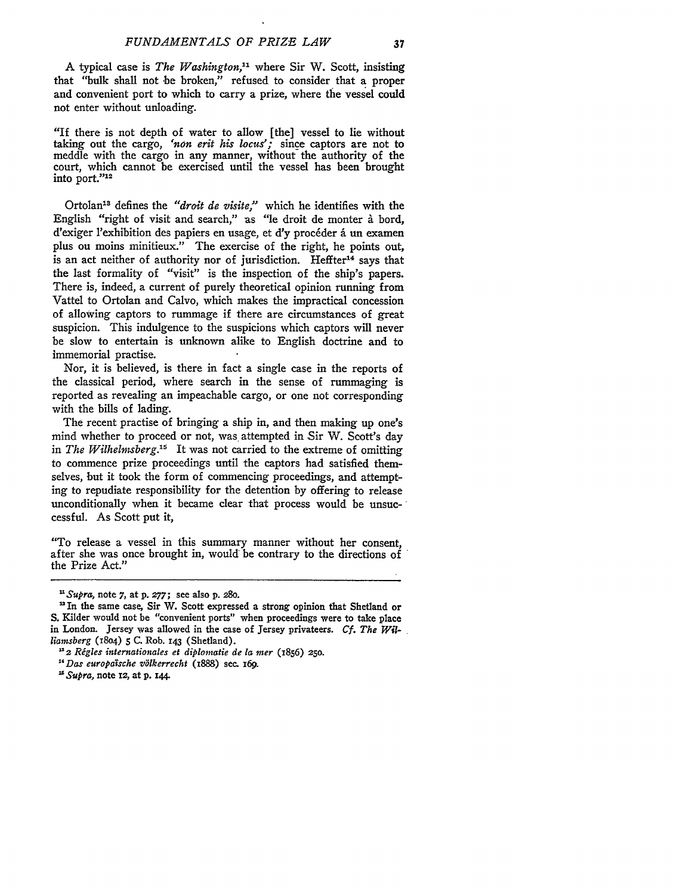A typical case is *The Washington*,[11] where Sir W. Scott, insisting that "bulk shall not be broken," refused to consider that a proper and convenient port to which to carry a prize, where the vessel could not enter without unloading.

> "If there is not depth of water to allow [the] vessel to lie without taking out the cargo, *'non erit his locus'*; since captors are not to meddle with the cargo in any manner, without the authority of the court, which cannot be exercised until the vessel has been brought into port."[12]

Ortolan[13] defines the *"droit de visite,"* which he identifies with the English "right of visit and search," as "le droit de monter à bord, d'exiger l'exhibition des papiers en usage, et d'y procéder á un examen plus ou moins minitieux." The exercise of the right, he points out, is an act neither of authority nor of jurisdiction. Heffter[14] says that the last formality of "visit" is the inspection of the ship's papers. There is, indeed, a current of purely theoretical opinion running from Vattel to Ortolan and Calvo, which makes the impractical concession of allowing captors to rummage if there are circumstances of great suspicion. This indulgence to the suspicions which captors will never be slow to entertain is unknown alike to English doctrine and to immemorial practise.

Nor, it is believed, is there in fact a single case in the reports of the classical period, where search in the sense of rummaging is reported as revealing an impeachable cargo, or one not corresponding with the bills of lading.

The recent practise of bringing a ship in, and then making up one's mind whether to proceed or not, was attempted in Sir W. Scott's day in *The Wilhelmsberg*.[15] It was not carried to the extreme of omitting to commence prize proceedings until the captors had satisfied themselves, but it took the form of commencing proceedings, and attempting to repudiate responsibility for the detention by offering to release unconditionally when it became clear that process would be unsuccessful. As Scott put it,

> "To release a vessel in this summary manner without her consent, after she was once brought in, would be contrary to the directions of the Prize Act."

---

[11] *Supra*, note 7, at p. 277; see also p. 280.

[12] In the same case, Sir W. Scott expressed a strong opinion that Shetland or S. Kilder would not be "convenient ports" when proceedings were to take place in London. Jersey was allowed in the case of Jersey privateers. *Cf. The Williamsberg* (1804) 5 C. Rob. 143 (Shetland).

[13] 2 *Règles internationales et diplomatie de la mer* (1856) 250.

[14] *Das europaïsche völkerrecht* (1888) sec. 169.

[15] *Supra*, note 12, at p. 144.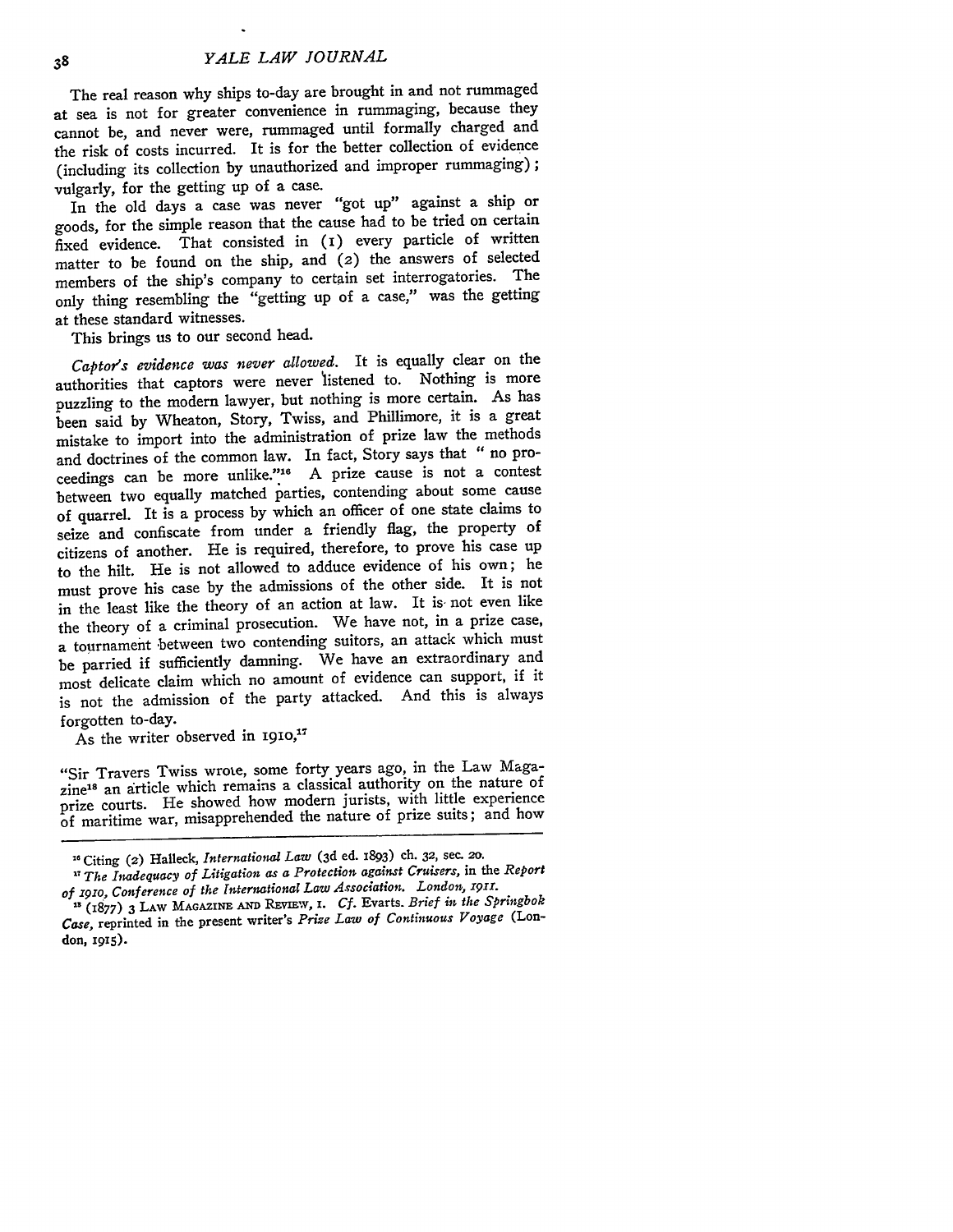The real reason why ships to-day are brought in and not rummaged at sea is not for greater convenience in rummaging, because they cannot be, and never were, rummaged until formally charged and the risk of costs incurred. It is for the better collection of evidence (including its collection by unauthorized and improper rummaging); vulgarly, for the getting up of a case.

In the old days a case was never "got up" against a ship or goods, for the simple reason that the cause had to be tried on certain fixed evidence. That consisted in (1) every particle of written matter to be found on the ship, and (2) the answers of selected members of the ship's company to certain set interrogatories. The only thing resembling the "getting up of a case," was the getting at these standard witnesses.

This brings us to our second head.

*Captor's evidence was never allowed.* It is equally clear on the authorities that captors were never listened to. Nothing is more puzzling to the modern lawyer, but nothing is more certain. As has been said by Wheaton, Story, Twiss, and Phillimore, it is a great mistake to import into the administration of prize law the methods and doctrines of the common law. In fact, Story says that "no proceedings can be more unlike."[16] A prize cause is not a contest between two equally matched parties, contending about some cause of quarrel. It is a process by which an officer of one state claims to seize and confiscate from under a friendly flag, the property of citizens of another. He is required, therefore, to prove his case up to the hilt. He is not allowed to adduce evidence of his own; he must prove his case by the admissions of the other side. It is not in the least like the theory of an action at law. It is not even like the theory of a criminal prosecution. We have not, in a prize case, a tournament between two contending suitors, an attack which must be parried if sufficiently damning. We have an extraordinary and most delicate claim which no amount of evidence can support, if it is not the admission of the party attacked. And this is always forgotten to-day.

As the writer observed in 1910,[17]

"Sir Travers Twiss wrote, some forty years ago, in the Law Magazine[18] an article which remains a classical authority on the nature of prize courts. He showed how modern jurists, with little experience of maritime war, misapprehended the nature of prize suits; and how

---

[16] Citing (2) Halleck, *International Law* (3d ed. 1893) ch. 32, sec. 20.

[17] *The Inadequacy of Litigation as a Protection against Cruisers*, in the *Report of 1910, Conference of the International Law Association. London, 1911.*

[18] (1877) 3 LAW MAGAZINE AND REVIEW, 1. *Cf.* Evarts. *Brief in the Springbok Case*, reprinted in the present writer's *Prize Law of Continuous Voyage* (London, 1915).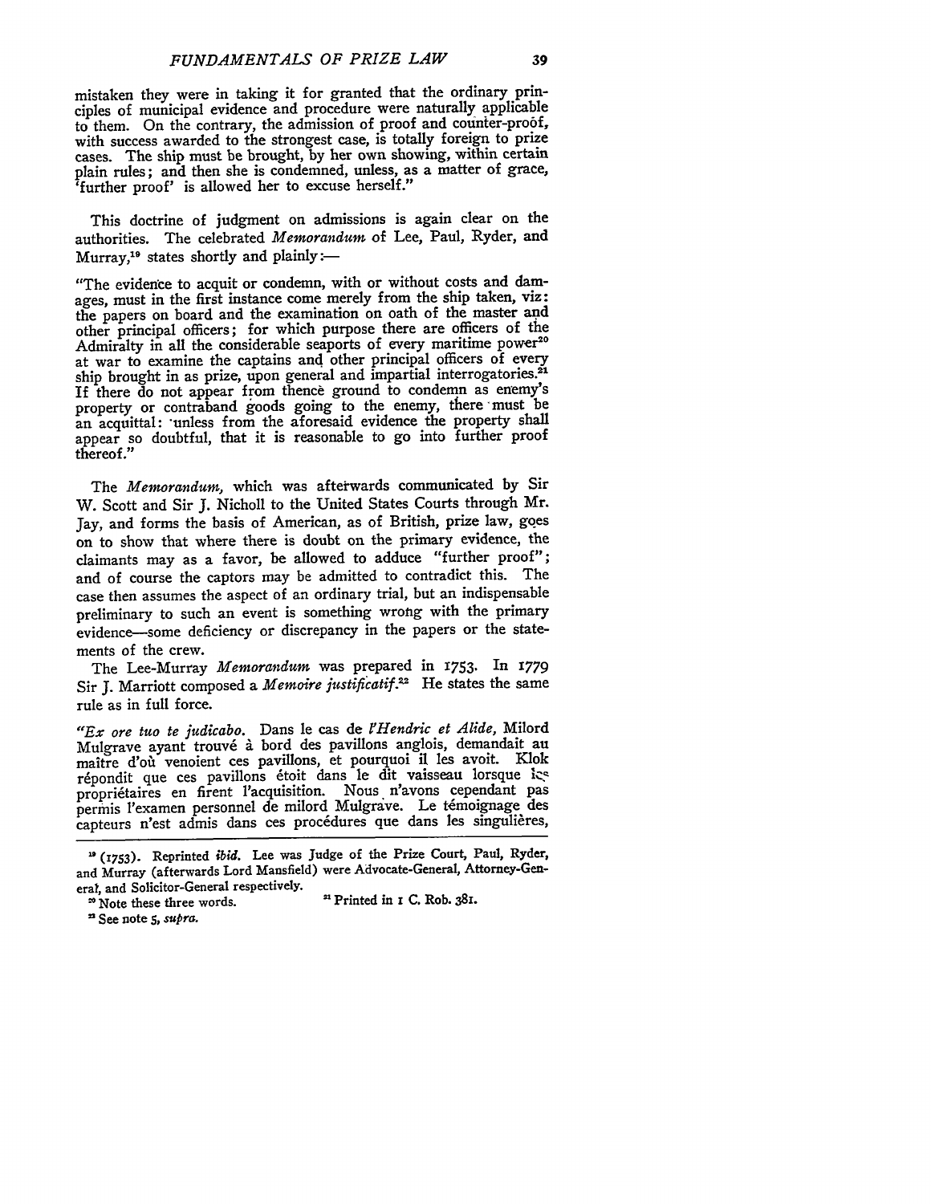mistaken they were in taking it for granted that the ordinary principles of municipal evidence and procedure were naturally applicable to them. On the contrary, the admission of proof and counter-proof, with success awarded to the strongest case, is totally foreign to prize cases. The ship must be brought, by her own showing, within certain plain rules; and then she is condemned, unless, as a matter of grace, 'further proof' is allowed her to excuse herself."

This doctrine of judgment on admissions is again clear on the authorities. The celebrated *Memorandum* of Lee, Paul, Ryder, and Murray,[19] states shortly and plainly:—

"The evidence to acquit or condemn, with or without costs and damages, must in the first instance come merely from the ship taken, viz: the papers on board and the examination on oath of the master and other principal officers; for which purpose there are officers of the Admiralty in all the considerable seaports of every maritime power[20] at war to examine the captains and other principal officers of every ship brought in as prize, upon general and impartial interrogatories.[21] If there do not appear from thence ground to condemn as enemy's property or contraband goods going to the enemy, there must be an acquittal: unless from the aforesaid evidence the property shall appear so doubtful, that it is reasonable to go into further proof thereof."

The *Memorandum*, which was afterwards communicated by Sir W. Scott and Sir J. Nicholl to the United States Courts through Mr. Jay, and forms the basis of American, as of British, prize law, goes on to show that where there is doubt on the primary evidence, the claimants may as a favor, be allowed to adduce "further proof"; and of course the captors may be admitted to contradict this. The case then assumes the aspect of an ordinary trial, but an indispensable preliminary to such an event is something wrong with the primary evidence—some deficiency or discrepancy in the papers or the statements of the crew.

The Lee-Murray *Memorandum* was prepared in 1753. In 1779 Sir J. Marriott composed a *Memoire justificatif*.[22] He states the same rule as in full force.

*"Ex ore tuo te judicabo.* Dans le cas de *l'Hendric et Alide*, Milord Mulgrave ayant trouvé à bord des pavillons anglois, demandait au maître d'où venoient ces pavillons, et pourquoi il les avoit. Klok répondit que ces pavillons étoit dans le dit vaisseau lorsque les propriétaires en firent l'acquisition. Nous n'avons cependant pas permis l'examen personnel de milord Mulgrave. Le témoignage des capteurs n'est admis dans ces procédures que dans les singulières,

---

[19] (1753). Reprinted *ibid.* Lee was Judge of the Prize Court, Paul, Ryder, and Murray (afterwards Lord Mansfield) were Advocate-General, Attorney-General, and Solicitor-General respectively.

[20] Note these three words.

[21] Printed in 1 C. Rob. 381.

[22] See note 5, *supra*.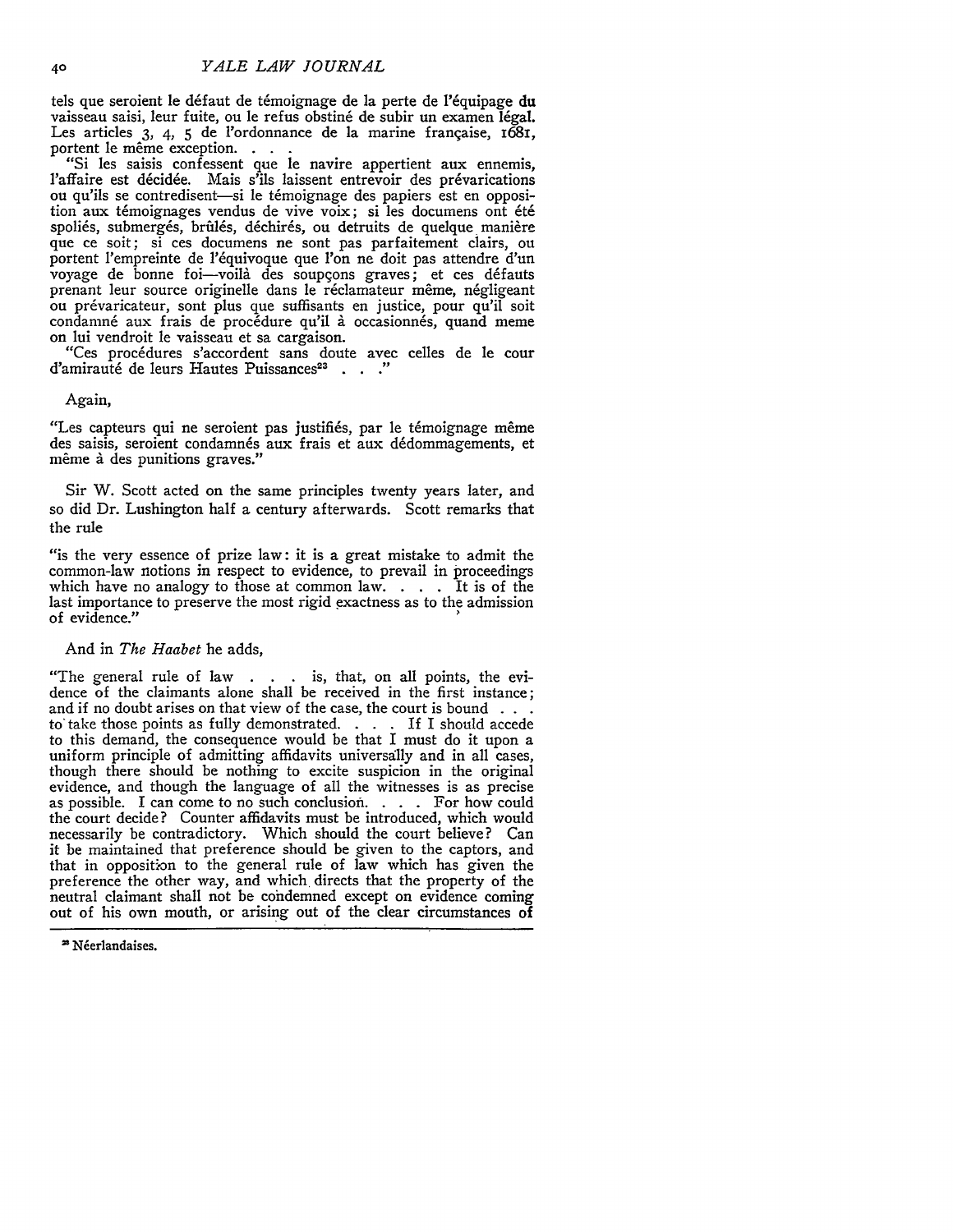tels que seroient le défaut de témoignage de la perte de l'équipage du vaisseau saisi, leur fuite, ou le refus obstiné de subir un examen légal. Les articles 3, 4, 5 de l'ordonnance de la marine française, 1681, portent le même exception. . . .

"Si les saisis confessent que le navire appertient aux ennemis, l'affaire est décidée. Mais s'ils laissent entrevoir des prévarications ou qu'ils se contredisent—si le témoignage des papiers est en opposition aux témoignages vendus de vive voix; si les documens ont été spoliés, submergés, brûlés, déchirés, ou detruits de quelque manière que ce soit; si ces documens ne sont pas parfaitement clairs, ou portent l'empreinte de l'équivoque que l'on ne doit pas attendre d'un voyage de bonne foi—voilà des soupçons graves; et ces défauts prenant leur source originelle dans le réclamateur même, négligeant ou prévaricateur, sont plus que suffisants en justice, pour qu'il soit condamné aux frais de procédure qu'il à occasionnés, quand meme on lui vendroit le vaisseau et sa cargaison.

"Ces procédures s'accordent sans doute avec celles de le cour d'amirauté de leurs Hautes Puissances[23] . . ."

Again,

"Les capteurs qui ne seroient pas justifiés, par le témoignage même des saisis, seroient condamnés aux frais et aux dédommagements, et même à des punitions graves."

Sir W. Scott acted on the same principles twenty years later, and so did Dr. Lushington half a century afterwards. Scott remarks that the rule

"is the very essence of prize law: it is a great mistake to admit the common-law notions in respect to evidence, to prevail in proceedings which have no analogy to those at common law. . . . It is of the last importance to preserve the most rigid exactness as to the admission of evidence."

And in *The Haabet* he adds,

"The general rule of law . . . is, that, on all points, the evidence of the claimants alone shall be received in the first instance; and if no doubt arises on that view of the case, the court is bound . . . to take those points as fully demonstrated. . . . If I should accede to this demand, the consequence would be that I must do it upon a uniform principle of admitting affidavits universally and in all cases, though there should be nothing to excite suspicion in the original evidence, and though the language of all the witnesses is as precise as possible. I can come to no such conclusion. . . . For how could the court decide? Counter affidavits must be introduced, which would necessarily be contradictory. Which should the court believe? Can it be maintained that preference should be given to the captors, and that in opposition to the general rule of law which has given the preference the other way, and which directs that the property of the neutral claimant shall not be condemned except on evidence coming out of his own mouth, or arising out of the clear circumstances of

[23] Néerlandaises.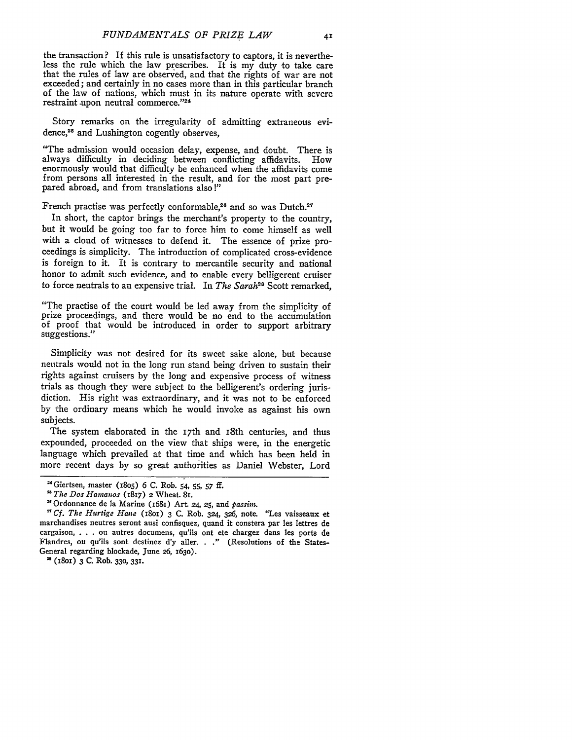the transaction? If this rule is unsatisfactory to captors, it is nevertheless the rule which the law prescribes. It is my duty to take care that the rules of law are observed, and that the rights of war are not exceeded; and certainly in no cases more than in this particular branch of the law of nations, which must in its nature operate with severe restraint upon neutral commerce."[24]

Story remarks on the irregularity of admitting extraneous evidence,[25] and Lushington cogently observes,

"The admission would occasion delay, expense, and doubt. There is always difficulty in deciding between conflicting affidavits. How enormously would that difficulty be enhanced when the affidavits come from persons all interested in the result, and for the most part prepared abroad, and from translations also!"

French practise was perfectly conformable,[26] and so was Dutch.[27]

In short, the captor brings the merchant's property to the country, but it would be going too far to force him to come himself as well with a cloud of witnesses to defend it. The essence of prize proceedings is simplicity. The introduction of complicated cross-evidence is foreign to it. It is contrary to mercantile security and national honor to admit such evidence, and to enable every belligerent cruiser to force neutrals to an expensive trial. In *The Sarah*[28] Scott remarked,

"The practise of the court would be led away from the simplicity of prize proceedings, and there would be no end to the accumulation of proof that would be introduced in order to support arbitrary suggestions."

Simplicity was not desired for its sweet sake alone, but because neutrals would not in the long run stand being driven to sustain their rights against cruisers by the long and expensive process of witness trials as though they were subject to the belligerent's ordering jurisdiction. His right was extraordinary, and it was not to be enforced by the ordinary means which he would invoke as against his own subjects.

The system elaborated in the 17th and 18th centuries, and thus expounded, proceeded on the view that ships were, in the energetic language which prevailed at that time and which has been held in more recent days by so great authorities as Daniel Webster, Lord

---

[24] Giertsen, master (1805) 6 C. Rob. 54, 55, 57 ff.

[25] *The Dos Hamanos* (1817) 2 Wheat. 81.

[26] Ordonnance de la Marine (1681) Art. 24, 25, and *passim*.

[27] *Cf. The Hurtige Hane* (1801) 3 C. Rob. 324, 326, note. "Les vaisseaux et marchandises neutres seront ausi confisquez, quand it constera par les lettres de cargaison, . . . ou autres documens, qu'ils ont ete chargez dans les ports de Flandres, ou qu'ils sont destinez d'y aller. . ." (Resolutions of the States-General regarding blockade, June 26, 1630).

[28] (1801) 3 C. Rob. 330, 331.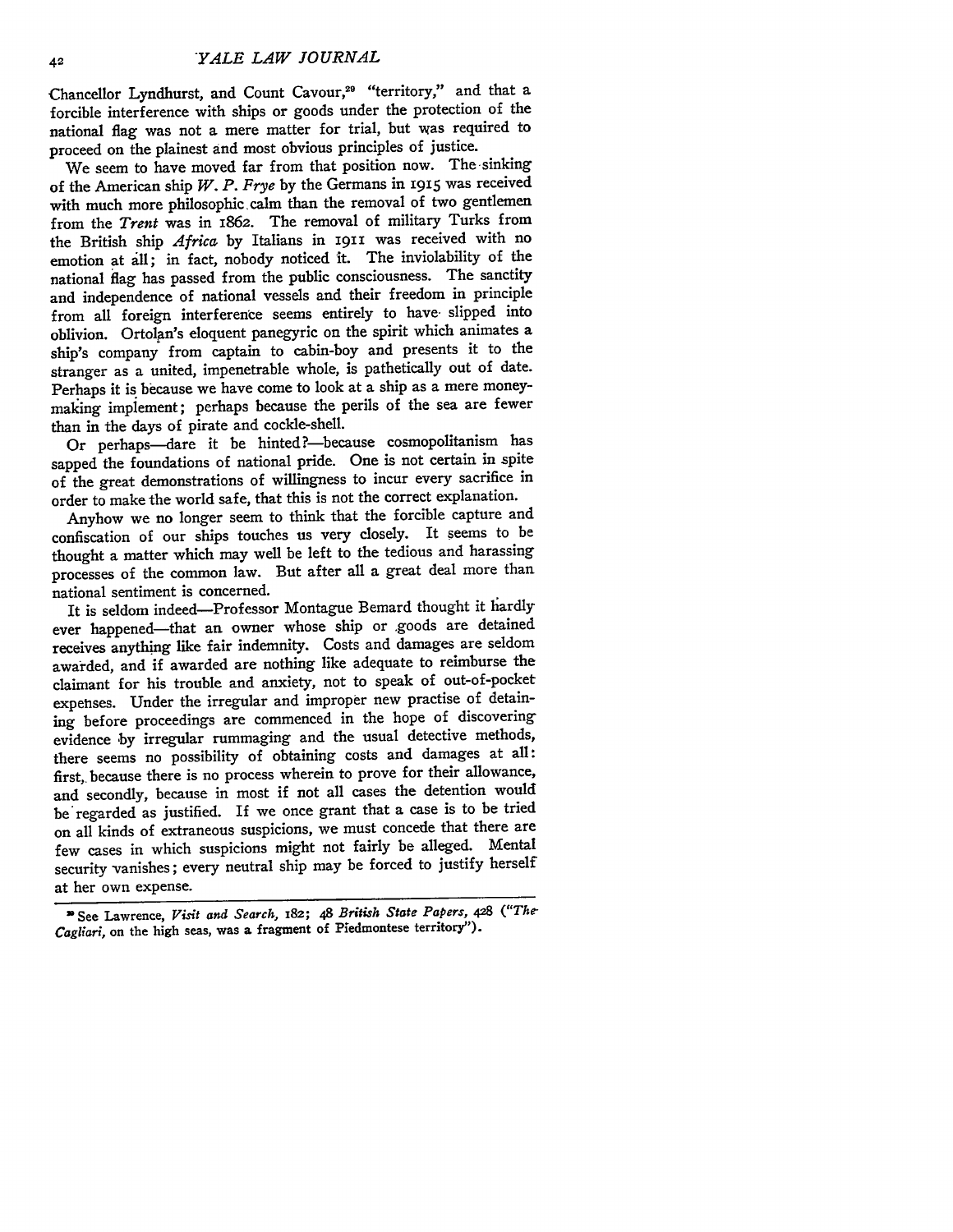Chancellor Lyndhurst, and Count Cavour,[29] "territory," and that a forcible interference with ships or goods under the protection of the national flag was not a mere matter for trial, but was required to proceed on the plainest and most obvious principles of justice.

We seem to have moved far from that position now. The sinking of the American ship *W. P. Frye* by the Germans in 1915 was received with much more philosophic calm than the removal of two gentlemen from the *Trent* was in 1862. The removal of military Turks from the British ship *Africa* by Italians in 1911 was received with no emotion at all; in fact, nobody noticed it. The inviolability of the national flag has passed from the public consciousness. The sanctity and independence of national vessels and their freedom in principle from all foreign interference seems entirely to have slipped into oblivion. Ortolan's eloquent panegyric on the spirit which animates a ship's company from captain to cabin-boy and presents it to the stranger as a united, impenetrable whole, is pathetically out of date. Perhaps it is because we have come to look at a ship as a mere money-making implement; perhaps because the perils of the sea are fewer than in the days of pirate and cockle-shell.

Or perhaps—dare it be hinted?—because cosmopolitanism has sapped the foundations of national pride. One is not certain in spite of the great demonstrations of willingness to incur every sacrifice in order to make the world safe, that this is not the correct explanation.

Anyhow we no longer seem to think that the forcible capture and confiscation of our ships touches us very closely. It seems to be thought a matter which may well be left to the tedious and harassing processes of the common law. But after all a great deal more than national sentiment is concerned.

It is seldom indeed—Professor Montague Bernard thought it hardly ever happened—that an owner whose ship or goods are detained receives anything like fair indemnity. Costs and damages are seldom awarded, and if awarded are nothing like adequate to reimburse the claimant for his trouble and anxiety, not to speak of out-of-pocket expenses. Under the irregular and improper new practise of detaining before proceedings are commenced in the hope of discovering evidence by irregular rummaging and the usual detective methods, there seems no possibility of obtaining costs and damages at all: first, because there is no process wherein to prove for their allowance, and secondly, because in most if not all cases the detention would be regarded as justified. If we once grant that a case is to be tried on all kinds of extraneous suspicions, we must concede that there are few cases in which suspicions might not fairly be alleged. Mental security vanishes; every neutral ship may be forced to justify herself at her own expense.

---

[29] See Lawrence, *Visit and Search*, 182; 48 *British State Papers*, 428 ("*The Cagliari*, on the high seas, was a fragment of Piedmontese territory").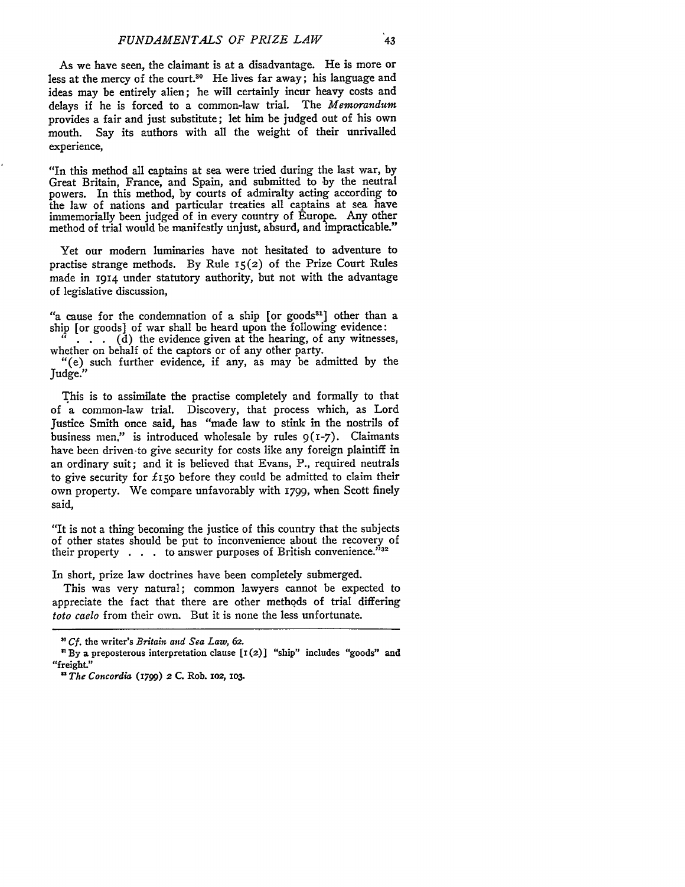As we have seen, the claimant is at a disadvantage. He is more or less at the mercy of the court.[30] He lives far away; his language and ideas may be entirely alien; he will certainly incur heavy costs and delays if he is forced to a common-law trial. The *Memorandum* provides a fair and just substitute; let him be judged out of his own mouth. Say its authors with all the weight of their unrivalled experience,

> "In this method all captains at sea were tried during the last war, by Great Britain, France, and Spain, and submitted to by the neutral powers. In this method, by courts of admiralty acting according to the law of nations and particular treaties all captains at sea have immemorially been judged of in every country of Europe. Any other method of trial would be manifestly unjust, absurd, and impracticable."

Yet our modern luminaries have not hesitated to adventure to practise strange methods. By Rule 15(2) of the Prize Court Rules made in 1914 under statutory authority, but not with the advantage of legislative discussion,

> "a cause for the condemnation of a ship [or goods[31]] other than a ship [or goods] of war shall be heard upon the following evidence:
>
> " . . . (d) the evidence given at the hearing, of any witnesses, whether on behalf of the captors or of any other party.
>
> "(e) such further evidence, if any, as may be admitted by the Judge."

This is to assimilate the practise completely and formally to that of a common-law trial. Discovery, that process which, as Lord Justice Smith once said, has "made law to stink in the nostrils of business men," is introduced wholesale by rules 9(1-7). Claimants have been driven to give security for costs like any foreign plaintiff in an ordinary suit; and it is believed that Evans, P., required neutrals to give security for £150 before they could be admitted to claim their own property. We compare unfavorably with 1799, when Scott finely said,

> "It is not a thing becoming the justice of this country that the subjects of other states should be put to inconvenience about the recovery of their property . . . to answer purposes of British convenience."[32]

In short, prize law doctrines have been completely submerged.

This was very natural; common lawyers cannot be expected to appreciate the fact that there are other methods of trial differing *toto caelo* from their own. But it is none the less unfortunate.

---

[30] *Cf.* the writer's *Britain and Sea Law*, 62.

[31] By a preposterous interpretation clause [1(2)] "ship" includes "goods" and "freight."

[32] *The Concordia* (1799) 2 C. Rob. 102, 103.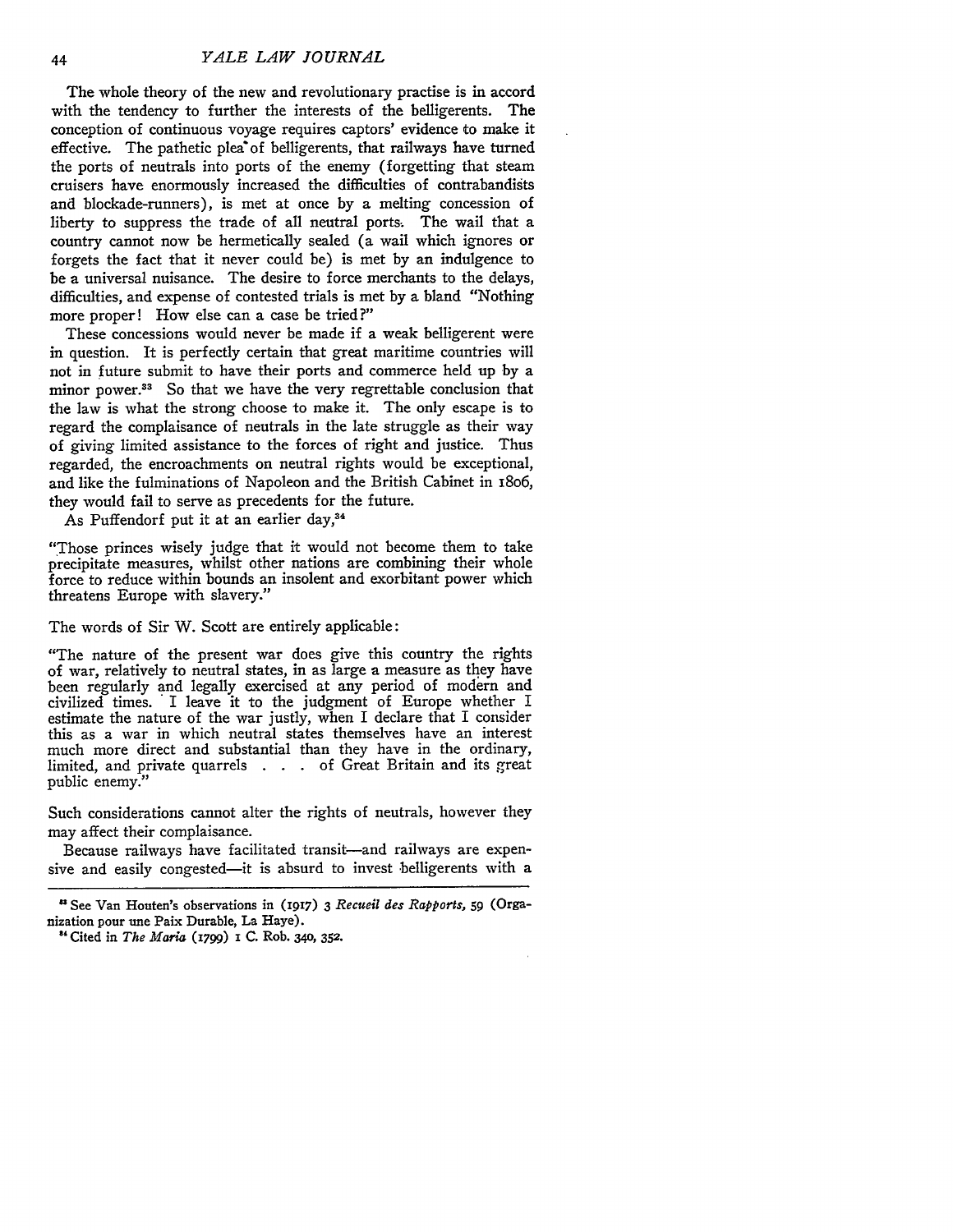The whole theory of the new and revolutionary practise is in accord with the tendency to further the interests of the belligerents. The conception of continuous voyage requires captors' evidence to make it effective. The pathetic plea of belligerents, that railways have turned the ports of neutrals into ports of the enemy (forgetting that steam cruisers have enormously increased the difficulties of contrabandists and blockade-runners), is met at once by a melting concession of liberty to suppress the trade of all neutral ports. The wail that a country cannot now be hermetically sealed (a wail which ignores or forgets the fact that it never could be) is met by an indulgence to be a universal nuisance. The desire to force merchants to the delays, difficulties, and expense of contested trials is met by a bland "Nothing more proper! How else can a case be tried?"

These concessions would never be made if a weak belligerent were in question. It is perfectly certain that great maritime countries will not in future submit to have their ports and commerce held up by a minor power.[33] So that we have the very regrettable conclusion that the law is what the strong choose to make it. The only escape is to regard the complaisance of neutrals in the late struggle as their way of giving limited assistance to the forces of right and justice. Thus regarded, the encroachments on neutral rights would be exceptional, and like the fulminations of Napoleon and the British Cabinet in 1806, they would fail to serve as precedents for the future.

As Puffendorf put it at an earlier day,[34]

"Those princes wisely judge that it would not become them to take precipitate measures, whilst other nations are combining their whole force to reduce within bounds an insolent and exorbitant power which threatens Europe with slavery."

The words of Sir W. Scott are entirely applicable:

"The nature of the present war does give this country the rights of war, relatively to neutral states, in as large a measure as they have been regularly and legally exercised at any period of modern and civilized times. I leave it to the judgment of Europe whether I estimate the nature of the war justly, when I declare that I consider this as a war in which neutral states themselves have an interest much more direct and substantial than they have in the ordinary, limited, and private quarrels . . . of Great Britain and its great public enemy."

Such considerations cannot alter the rights of neutrals, however they may affect their complaisance.

Because railways have facilitated transit—and railways are expensive and easily congested—it is absurd to invest belligerents with a

---

[33] See Van Houten's observations in (1917) 3 *Recueil des Rapports*, 59 (Organization pour une Paix Durable, La Haye).

[34] Cited in *The Maria* (1799) 1 C. Rob. 340, 352.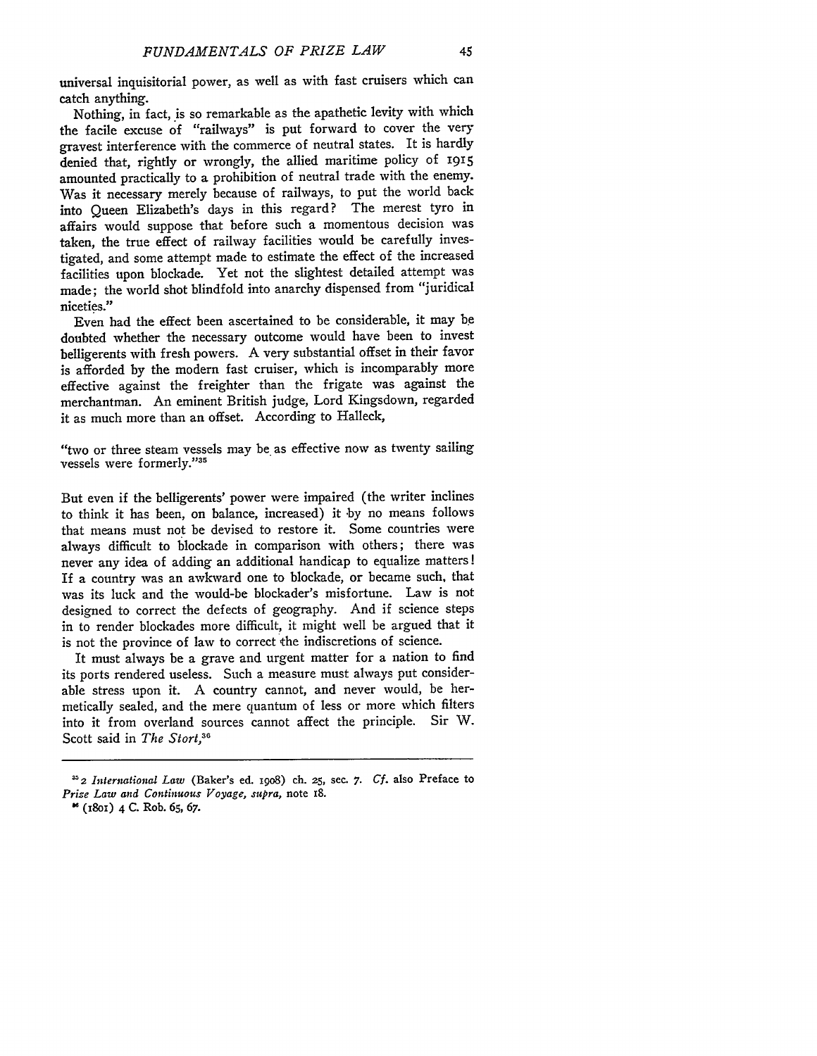universal inquisitorial power, as well as with fast cruisers which can catch anything.

Nothing, in fact, is so remarkable as the apathetic levity with which the facile excuse of "railways" is put forward to cover the very gravest interference with the commerce of neutral states. It is hardly denied that, rightly or wrongly, the allied maritime policy of 1915 amounted practically to a prohibition of neutral trade with the enemy. Was it necessary merely because of railways, to put the world back into Queen Elizabeth's days in this regard? The merest tyro in affairs would suppose that before such a momentous decision was taken, the true effect of railway facilities would be carefully investigated, and some attempt made to estimate the effect of the increased facilities upon blockade. Yet not the slightest detailed attempt was made; the world shot blindfold into anarchy dispensed from "juridical niceties."

Even had the effect been ascertained to be considerable, it may be doubted whether the necessary outcome would have been to invest belligerents with fresh powers. A very substantial offset in their favor is afforded by the modern fast cruiser, which is incomparably more effective against the freighter than the frigate was against the merchantman. An eminent British judge, Lord Kingsdown, regarded it as much more than an offset. According to Halleck,

"two or three steam vessels may be as effective now as twenty sailing vessels were formerly."[35]

But even if the belligerents' power were impaired (the writer inclines to think it has been, on balance, increased) it by no means follows that means must not be devised to restore it. Some countries were always difficult to blockade in comparison with others; there was never any idea of adding an additional handicap to equalize matters! If a country was an awkward one to blockade, or became such, that was its luck and the would-be blockader's misfortune. Law is not designed to correct the defects of geography. And if science steps in to render blockades more difficult, it might well be argued that it is not the province of law to correct the indiscretions of science.

It must always be a grave and urgent matter for a nation to find its ports rendered useless. Such a measure must always put considerable stress upon it. A country cannot, and never would, be hermetically sealed, and the mere quantum of less or more which filters into it from overland sources cannot affect the principle. Sir W. Scott said in *The Stert*,[36]

---

[35] 2 *International Law* (Baker's ed. 1908) ch. 25, sec. 7. *Cf.* also Preface to *Prize Law and Continuous Voyage, supra*, note 18.

[36] (1801) 4 C. Rob. 65, 67.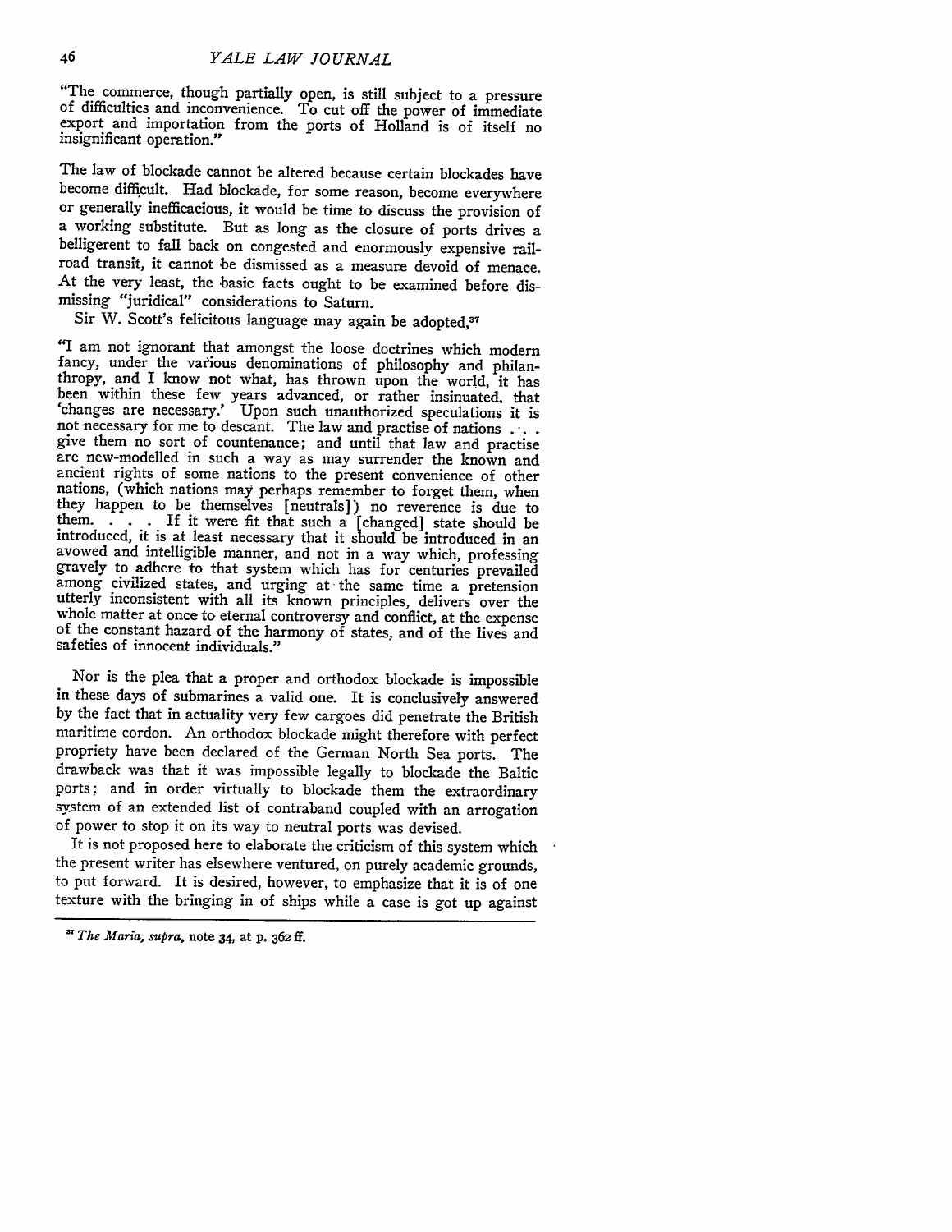"The commerce, though partially open, is still subject to a pressure of difficulties and inconvenience. To cut off the power of immediate export and importation from the ports of Holland is of itself no insignificant operation."

The law of blockade cannot be altered because certain blockades have become difficult. Had blockade, for some reason, become everywhere or generally inefficacious, it would be time to discuss the provision of a working substitute. But as long as the closure of ports drives a belligerent to fall back on congested and enormously expensive railroad transit, it cannot be dismissed as a measure devoid of menace. At the very least, the basic facts ought to be examined before dismissing "juridical" considerations to Saturn.

Sir W. Scott's felicitous language may again be adopted,[37]

"I am not ignorant that amongst the loose doctrines which modern fancy, under the various denominations of philosophy and philanthropy, and I know not what, has thrown upon the world, it has been within these few years advanced, or rather insinuated, that 'changes are necessary.' Upon such unauthorized speculations it is not necessary for me to descant. The law and practise of nations . . . give them no sort of countenance; and until that law and practise are new-modelled in such a way as may surrender the known and ancient rights of some nations to the present convenience of other nations, (which nations may perhaps remember to forget them, when they happen to be themselves [neutrals]) no reverence is due to them. . . . If it were fit that such a [changed] state should be introduced, it is at least necessary that it should be introduced in an avowed and intelligible manner, and not in a way which, professing gravely to adhere to that system which has for centuries prevailed among civilized states, and urging at the same time a pretension utterly inconsistent with all its known principles, delivers over the whole matter at once to eternal controversy and conflict, at the expense of the constant hazard of the harmony of states, and of the lives and safeties of innocent individuals."

Nor is the plea that a proper and orthodox blockade is impossible in these days of submarines a valid one. It is conclusively answered by the fact that in actuality very few cargoes did penetrate the British maritime cordon. An orthodox blockade might therefore with perfect propriety have been declared of the German North Sea ports. The drawback was that it was impossible legally to blockade the Baltic ports; and in order virtually to blockade them the extraordinary system of an extended list of contraband coupled with an arrogation of power to stop it on its way to neutral ports was devised.

It is not proposed here to elaborate the criticism of this system which the present writer has elsewhere ventured, on purely academic grounds, to put forward. It is desired, however, to emphasize that it is of one texture with the bringing in of ships while a case is got up against

---

[37] *The Maria, supra*, note 34, at p. 362 ff.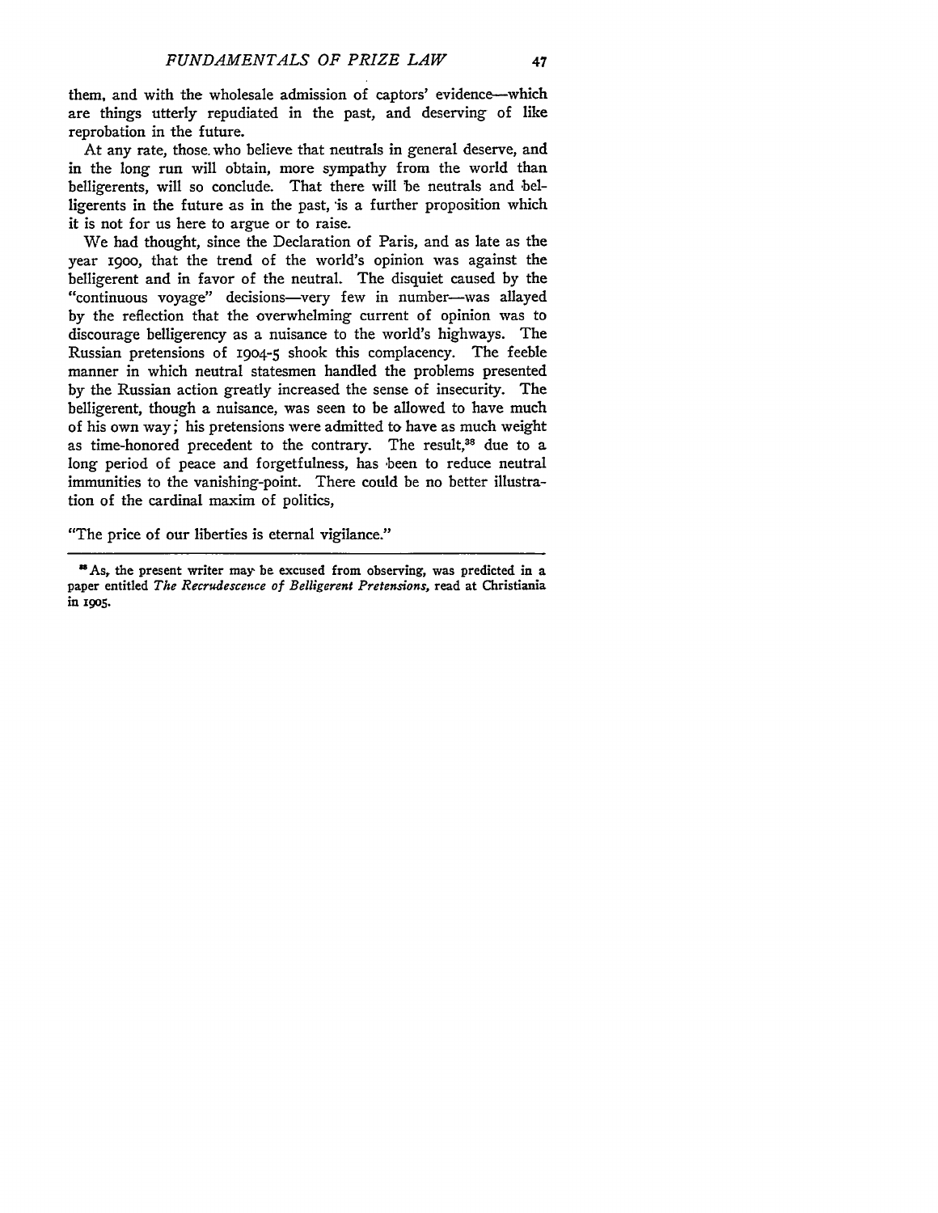them, and with the wholesale admission of captors' evidence—which are things utterly repudiated in the past, and deserving of like reprobation in the future.

At any rate, those who believe that neutrals in general deserve, and in the long run will obtain, more sympathy from the world than belligerents, will so conclude. That there will be neutrals and belligerents in the future as in the past, is a further proposition which it is not for us here to argue or to raise.

We had thought, since the Declaration of Paris, and as late as the year 1900, that the trend of the world's opinion was against the belligerent and in favor of the neutral. The disquiet caused by the "continuous voyage" decisions—very few in number—was allayed by the reflection that the overwhelming current of opinion was to discourage belligerency as a nuisance to the world's highways. The Russian pretensions of 1904-5 shook this complacency. The feeble manner in which neutral statesmen handled the problems presented by the Russian action greatly increased the sense of insecurity. The belligerent, though a nuisance, was seen to be allowed to have much of his own way; his pretensions were admitted to have as much weight as time-honored precedent to the contrary. The result,[38] due to a long period of peace and forgetfulness, has been to reduce neutral immunities to the vanishing-point. There could be no better illustration of the cardinal maxim of politics,

"The price of our liberties is eternal vigilance."

---

[38] As, the present writer may be excused from observing, was predicted in a paper entitled *The Recrudescence of Belligerent Pretensions*, read at Christiania in 1905.